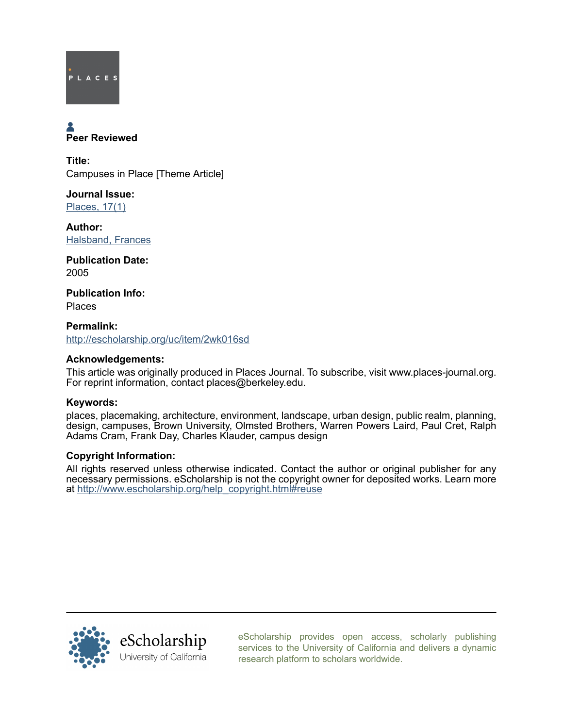PLACES

**Peer Reviewed**

**Title:**
Campuses in Place [Theme Article]

**Journal Issue:**
Places, 17(1)

**Author:**
Halsband, Frances

**Publication Date:**
2005

**Publication Info:**
Places

**Permalink:**
http://escholarship.org/uc/item/2wk016sd

**Acknowledgements:**
This article was originally produced in Places Journal. To subscribe, visit www.places-journal.org. For reprint information, contact places@berkeley.edu.

**Keywords:**
places, placemaking, architecture, environment, landscape, urban design, public realm, planning, design, campuses, Brown University, Olmsted Brothers, Warren Powers Laird, Paul Cret, Ralph Adams Cram, Frank Day, Charles Klauder, campus design

**Copyright Information:**
All rights reserved unless otherwise indicated. Contact the author or original publisher for any necessary permissions. eScholarship is not the copyright owner for deposited works. Learn more at http://www.escholarship.org/help_copyright.html#reuse

eScholarship
University of California

eScholarship provides open access, scholarly publishing services to the University of California and delivers a dynamic research platform to scholars worldwide.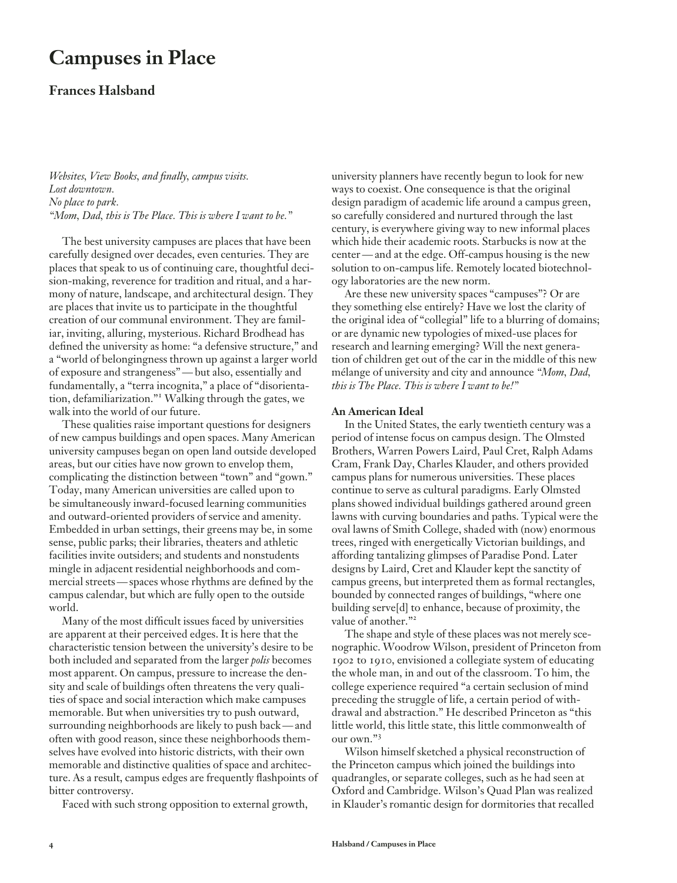# Campuses in Place

## Frances Halsband

*Websites, View Books, and finally, campus visits.*
*Lost downtown.*
*No place to park.*
*"Mom, Dad, this is The Place. This is where I want to be."*

The best university campuses are places that have been carefully designed over decades, even centuries. They are places that speak to us of continuing care, thoughtful decision-making, reverence for tradition and ritual, and a harmony of nature, landscape, and architectural design. They are places that invite us to participate in the thoughtful creation of our communal environment. They are familiar, inviting, alluring, mysterious. Richard Brodhead has defined the university as home: "a defensive structure," and a "world of belongingness thrown up against a larger world of exposure and strangeness"—but also, essentially and fundamentally, a "terra incognita," a place of "disorientation, defamiliarization."[1] Walking through the gates, we walk into the world of our future.

These qualities raise important questions for designers of new campus buildings and open spaces. Many American university campuses began on open land outside developed areas, but our cities have now grown to envelop them, complicating the distinction between "town" and "gown." Today, many American universities are called upon to be simultaneously inward-focused learning communities and outward-oriented providers of service and amenity. Embedded in urban settings, their greens may be, in some sense, public parks; their libraries, theaters and athletic facilities invite outsiders; and students and nonstudents mingle in adjacent residential neighborhoods and commercial streets—spaces whose rhythms are defined by the campus calendar, but which are fully open to the outside world.

Many of the most difficult issues faced by universities are apparent at their perceived edges. It is here that the characteristic tension between the university's desire to be both included and separated from the larger *polis* becomes most apparent. On campus, pressure to increase the density and scale of buildings often threatens the very qualities of space and social interaction which make campuses memorable. But when universities try to push outward, surrounding neighborhoods are likely to push back—and often with good reason, since these neighborhoods themselves have evolved into historic districts, with their own memorable and distinctive qualities of space and architecture. As a result, campus edges are frequently flashpoints of bitter controversy.

Faced with such strong opposition to external growth, university planners have recently begun to look for new ways to coexist. One consequence is that the original design paradigm of academic life around a campus green, so carefully considered and nurtured through the last century, is everywhere giving way to new informal places which hide their academic roots. Starbucks is now at the center—and at the edge. Off-campus housing is the new solution to on-campus life. Remotely located biotechnology laboratories are the new norm.

Are these new university spaces "campuses"? Or are they something else entirely? Have we lost the clarity of the original idea of "collegial" life to a blurring of domains; or are dynamic new typologies of mixed-use places for research and learning emerging? Will the next generation of children get out of the car in the middle of this new mélange of university and city and announce *"Mom, Dad, this is The Place. This is where I want to be!"*

**An American Ideal**

In the United States, the early twentieth century was a period of intense focus on campus design. The Olmsted Brothers, Warren Powers Laird, Paul Cret, Ralph Adams Cram, Frank Day, Charles Klauder, and others provided campus plans for numerous universities. These places continue to serve as cultural paradigms. Early Olmsted plans showed individual buildings gathered around green lawns with curving boundaries and paths. Typical were the oval lawns of Smith College, shaded with (now) enormous trees, ringed with energetically Victorian buildings, and affording tantalizing glimpses of Paradise Pond. Later designs by Laird, Cret and Klauder kept the sanctity of campus greens, but interpreted them as formal rectangles, bounded by connected ranges of buildings, "where one building serve[d] to enhance, because of proximity, the value of another."[2]

The shape and style of these places was not merely scenographic. Woodrow Wilson, president of Princeton from 1902 to 1910, envisioned a collegiate system of educating the whole man, in and out of the classroom. To him, the college experience required "a certain seclusion of mind preceding the struggle of life, a certain period of withdrawal and abstraction." He described Princeton as "this little world, this little state, this little commonwealth of our own."[3]

Wilson himself sketched a physical reconstruction of the Princeton campus which joined the buildings into quadrangles, or separate colleges, such as he had seen at Oxford and Cambridge. Wilson's Quad Plan was realized in Klauder's romantic design for dormitories that recalled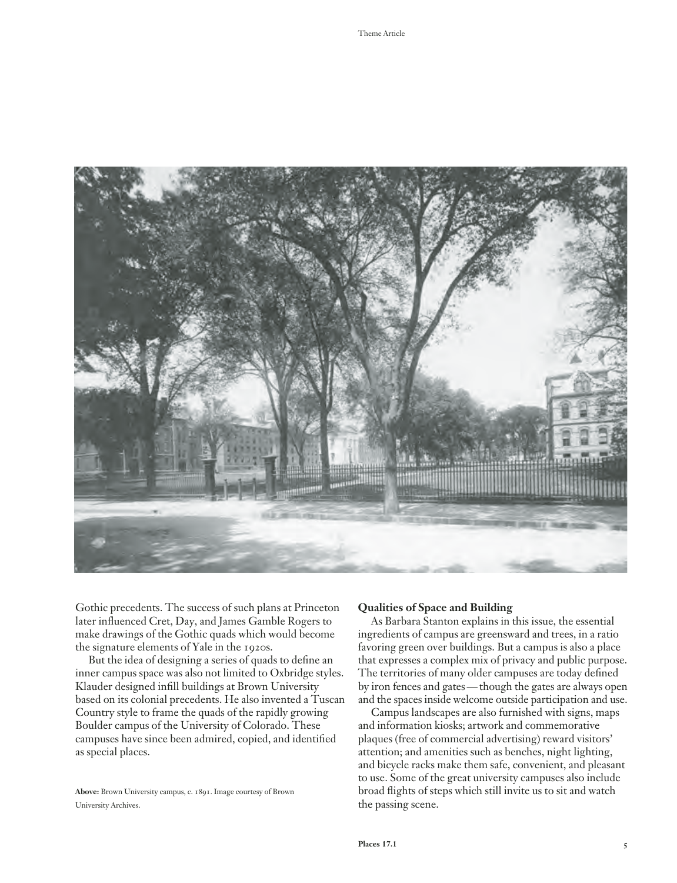Gothic precedents. The success of such plans at Princeton later influenced Cret, Day, and James Gamble Rogers to make drawings of the Gothic quads which would become the signature elements of Yale in the 1920s.

But the idea of designing a series of quads to define an inner campus space was also not limited to Oxbridge styles. Klauder designed infill buildings at Brown University based on its colonial precedents. He also invented a Tuscan Country style to frame the quads of the rapidly growing Boulder campus of the University of Colorado. These campuses have since been admired, copied, and identified as special places.

**Above:** Brown University campus, c. 1891. Image courtesy of Brown University Archives.

### Qualities of Space and Building

As Barbara Stanton explains in this issue, the essential ingredients of campus are greensward and trees, in a ratio favoring green over buildings. But a campus is also a place that expresses a complex mix of privacy and public purpose. The territories of many older campuses are today defined by iron fences and gates—though the gates are always open and the spaces inside welcome outside participation and use.

Campus landscapes are also furnished with signs, maps and information kiosks; artwork and commemorative plaques (free of commercial advertising) reward visitors' attention; and amenities such as benches, night lighting, and bicycle racks make them safe, convenient, and pleasant to use. Some of the great university campuses also include broad flights of steps which still invite us to sit and watch the passing scene.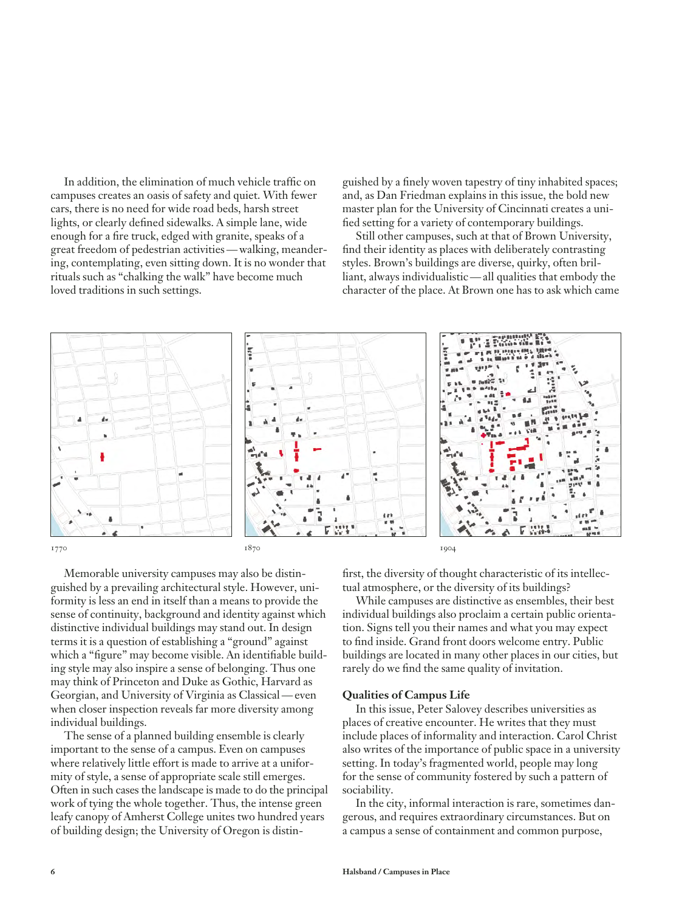In addition, the elimination of much vehicle traffic on campuses creates an oasis of safety and quiet. With fewer cars, there is no need for wide road beds, harsh street lights, or clearly defined sidewalks. A simple lane, wide enough for a fire truck, edged with granite, speaks of a great freedom of pedestrian activities — walking, meandering, contemplating, even sitting down. It is no wonder that rituals such as "chalking the walk" have become much loved traditions in such settings.

Memorable university campuses may also be distinguished by a prevailing architectural style. However, uniformity is less an end in itself than a means to provide the sense of continuity, background and identity against which distinctive individual buildings may stand out. In design terms it is a question of establishing a "ground" against which a "figure" may become visible. An identifiable building style may also inspire a sense of belonging. Thus one may think of Princeton and Duke as Gothic, Harvard as Georgian, and University of Virginia as Classical — even when closer inspection reveals far more diversity among individual buildings.

The sense of a planned building ensemble is clearly important to the sense of a campus. Even on campuses where relatively little effort is made to arrive at a uniformity of style, a sense of appropriate scale still emerges. Often in such cases the landscape is made to do the principal work of tying the whole together. Thus, the intense green leafy canopy of Amherst College unites two hundred years of building design; the University of Oregon is distinguished by a finely woven tapestry of tiny inhabited spaces; and, as Dan Friedman explains in this issue, the bold new master plan for the University of Cincinnati creates a unified setting for a variety of contemporary buildings.

Still other campuses, such at that of Brown University, find their identity as places with deliberately contrasting styles. Brown's buildings are diverse, quirky, often brilliant, always individualistic — all qualities that embody the character of the place. At Brown one has to ask which came first, the diversity of thought characteristic of its intellectual atmosphere, or the diversity of its buildings?

1770

1870

1904

While campuses are distinctive as ensembles, their best individual buildings also proclaim a certain public orientation. Signs tell you their names and what you may expect to find inside. Grand front doors welcome entry. Public buildings are located in many other places in our cities, but rarely do we find the same quality of invitation.

### Qualities of Campus Life

In this issue, Peter Salovey describes universities as places of creative encounter. He writes that they must include places of informality and interaction. Carol Christ also writes of the importance of public space in a university setting. In today's fragmented world, people may long for the sense of community fostered by such a pattern of sociability.

In the city, informal interaction is rare, sometimes dangerous, and requires extraordinary circumstances. But on a campus a sense of containment and common purpose,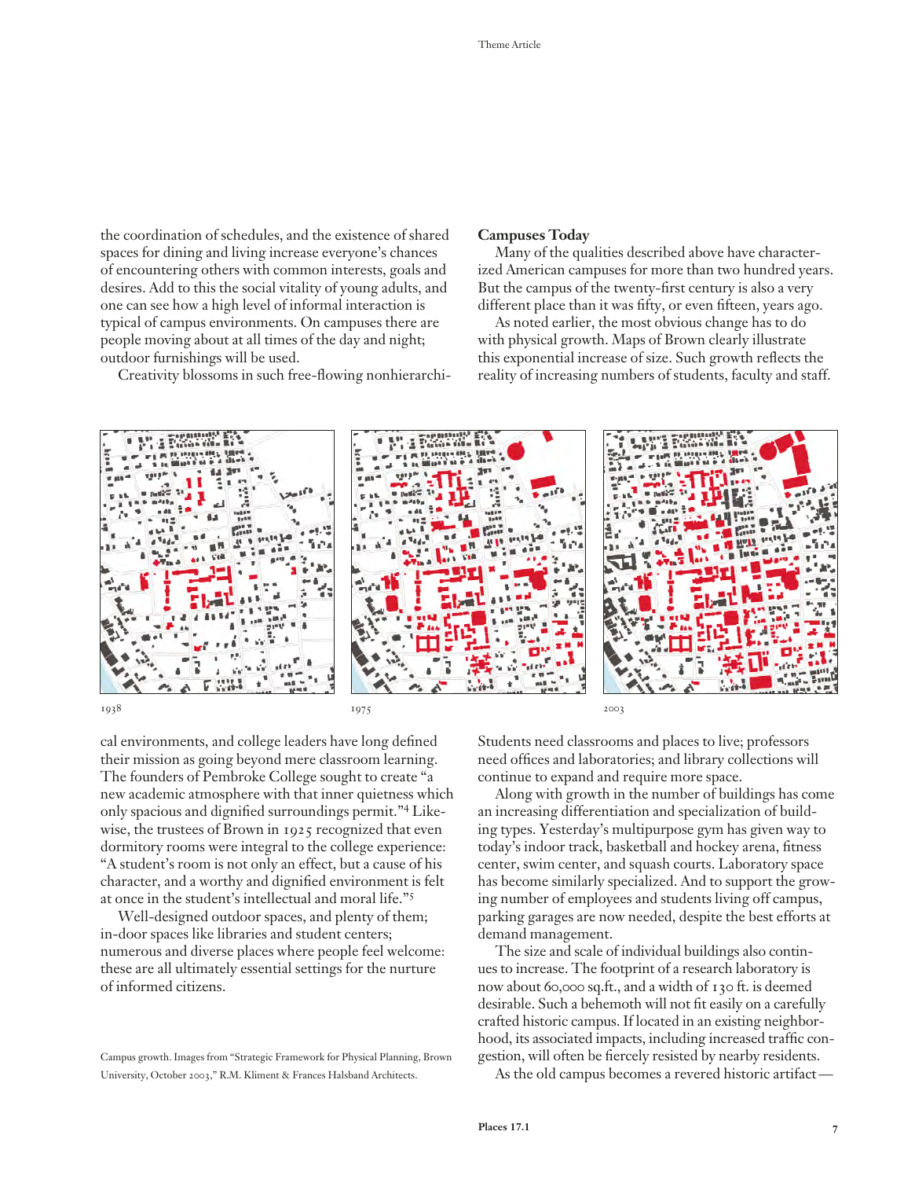the coordination of schedules, and the existence of shared spaces for dining and living increase everyone's chances of encountering others with common interests, goals and desires. Add to this the social vitality of young adults, and one can see how a high level of informal interaction is typical of campus environments. On campuses there are people moving about at all times of the day and night; outdoor furnishings will be used.

Creativity blossoms in such free-flowing nonhierarchical environments, and college leaders have long defined their mission as going beyond mere classroom learning. The founders of Pembroke College sought to create "a new academic atmosphere with that inner quietness which only spacious and dignified surroundings permit."[4] Likewise, the trustees of Brown in 1925 recognized that even dormitory rooms were integral to the college experience: "A student's room is not only an effect, but a cause of his character, and a worthy and dignified environment is felt at once in the student's intellectual and moral life."[5]

Well-designed outdoor spaces, and plenty of them; in-door spaces like libraries and student centers; numerous and diverse places where people feel welcome: these are all ultimately essential settings for the nurture of informed citizens.

1938 1975 2003

Campus growth. Images from "Strategic Framework for Physical Planning, Brown University, October 2003," R.M. Kliment & Frances Halsband Architects.

**Campuses Today**

Many of the qualities described above have characterized American campuses for more than two hundred years. But the campus of the twenty-first century is also a very different place than it was fifty, or even fifteen, years ago.

As noted earlier, the most obvious change has to do with physical growth. Maps of Brown clearly illustrate this exponential increase of size. Such growth reflects the reality of increasing numbers of students, faculty and staff. Students need classrooms and places to live; professors need offices and laboratories; and library collections will continue to expand and require more space.

Along with growth in the number of buildings has come an increasing differentiation and specialization of building types. Yesterday's multipurpose gym has given way to today's indoor track, basketball and hockey arena, fitness center, swim center, and squash courts. Laboratory space has become similarly specialized. And to support the growing number of employees and students living off campus, parking garages are now needed, despite the best efforts at demand management.

The size and scale of individual buildings also continues to increase. The footprint of a research laboratory is now about 60,000 sq.ft., and a width of 130 ft. is deemed desirable. Such a behemoth will not fit easily on a carefully crafted historic campus. If located in an existing neighborhood, its associated impacts, including increased traffic congestion, will often be fiercely resisted by nearby residents.

As the old campus becomes a revered historic artifact—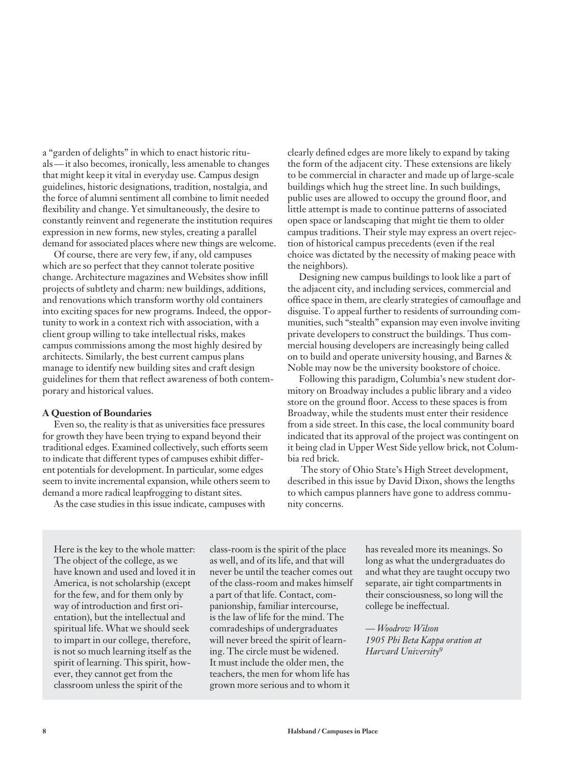a "garden of delights" in which to enact historic rituals — it also becomes, ironically, less amenable to changes that might keep it vital in everyday use. Campus design guidelines, historic designations, tradition, nostalgia, and the force of alumni sentiment all combine to limit needed flexibility and change. Yet simultaneously, the desire to constantly reinvent and regenerate the institution requires expression in new forms, new styles, creating a parallel demand for associated places where new things are welcome.

Of course, there are very few, if any, old campuses which are so perfect that they cannot tolerate positive change. Architecture magazines and Websites show infill projects of subtlety and charm: new buildings, additions, and renovations which transform worthy old containers into exciting spaces for new programs. Indeed, the opportunity to work in a context rich with association, with a client group willing to take intellectual risks, makes campus commissions among the most highly desired by architects. Similarly, the best current campus plans manage to identify new building sites and craft design guidelines for them that reflect awareness of both contemporary and historical values.

**A Question of Boundaries**

Even so, the reality is that as universities face pressures for growth they have been trying to expand beyond their traditional edges. Examined collectively, such efforts seem to indicate that different types of campuses exhibit different potentials for development. In particular, some edges seem to invite incremental expansion, while others seem to demand a more radical leapfrogging to distant sites.

As the case studies in this issue indicate, campuses with clearly defined edges are more likely to expand by taking the form of the adjacent city. These extensions are likely to be commercial in character and made up of large-scale buildings which hug the street line. In such buildings, public uses are allowed to occupy the ground floor, and little attempt is made to continue patterns of associated open space or landscaping that might tie them to older campus traditions. Their style may express an overt rejection of historical campus precedents (even if the real choice was dictated by the necessity of making peace with the neighbors).

Designing new campus buildings to look like a part of the adjacent city, and including services, commercial and office space in them, are clearly strategies of camouflage and disguise. To appeal further to residents of surrounding communities, such "stealth" expansion may even involve inviting private developers to construct the buildings. Thus commercial housing developers are increasingly being called on to build and operate university housing, and Barnes & Noble may now be the university bookstore of choice.

Following this paradigm, Columbia's new student dormitory on Broadway includes a public library and a video store on the ground floor. Access to these spaces is from Broadway, while the students must enter their residence from a side street. In this case, the local community board indicated that its approval of the project was contingent on it being clad in Upper West Side yellow brick, not Columbia red brick.

The story of Ohio State's High Street development, described in this issue by David Dixon, shows the lengths to which campus planners have gone to address community concerns.

> Here is the key to the whole matter: The object of the college, as we have known and used and loved it in America, is not scholarship (except for the few, and for them only by way of introduction and first orientation), but the intellectual and spiritual life. What we should seek to impart in our college, therefore, is not so much learning itself as the spirit of learning. This spirit, however, they cannot get from the classroom unless the spirit of the class-room is the spirit of the place as well, and of its life, and that will never be until the teacher comes out of the class-room and makes himself a part of that life. Contact, companionship, familiar intercourse, is the law of life for the mind. The comradeships of undergraduates will never breed the spirit of learning. The circle must be widened. It must include the older men, the teachers, the men for whom life has grown more serious and to whom it has revealed more its meanings. So long as what the undergraduates do and what they are taught occupy two separate, air tight compartments in their consciousness, so long will the college be ineffectual.
>
> *— Woodrow Wilson*
> *1905 Phi Beta Kappa oration at Harvard University*[9]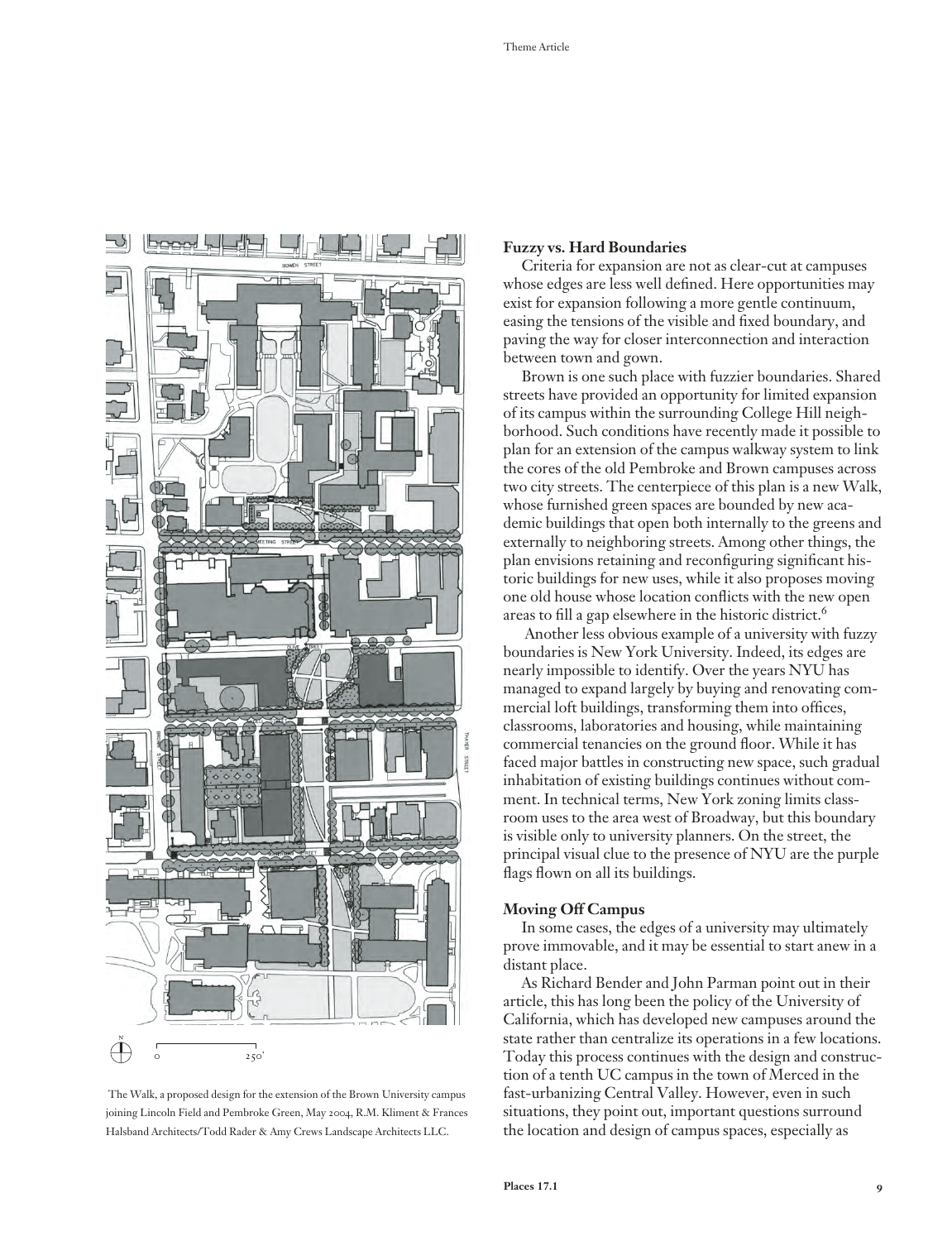The Walk, a proposed design for the extension of the Brown University campus joining Lincoln Field and Pembroke Green, May 2004, R.M. Kliment & Frances Halsband Architects/Todd Rader & Amy Crews Landscape Architects LLC.

### Fuzzy vs. Hard Boundaries

Criteria for expansion are not as clear-cut at campuses whose edges are less well defined. Here opportunities may exist for expansion following a more gentle continuum, easing the tensions of the visible and fixed boundary, and paving the way for closer interconnection and interaction between town and gown.

Brown is one such place with fuzzier boundaries. Shared streets have provided an opportunity for limited expansion of its campus within the surrounding College Hill neighborhood. Such conditions have recently made it possible to plan for an extension of the campus walkway system to link the cores of the old Pembroke and Brown campuses across two city streets. The centerpiece of this plan is a new Walk, whose furnished green spaces are bounded by new academic buildings that open both internally to the greens and externally to neighboring streets. Among other things, the plan envisions retaining and reconfiguring significant historic buildings for new uses, while it also proposes moving one old house whose location conflicts with the new open areas to fill a gap elsewhere in the historic district.[6]

Another less obvious example of a university with fuzzy boundaries is New York University. Indeed, its edges are nearly impossible to identify. Over the years NYU has managed to expand largely by buying and renovating commercial loft buildings, transforming them into offices, classrooms, laboratories and housing, while maintaining commercial tenancies on the ground floor. While it has faced major battles in constructing new space, such gradual inhabitation of existing buildings continues without comment. In technical terms, New York zoning limits classroom uses to the area west of Broadway, but this boundary is visible only to university planners. On the street, the principal visual clue to the presence of NYU are the purple flags flown on all its buildings.

### Moving Off Campus

In some cases, the edges of a university may ultimately prove immovable, and it may be essential to start anew in a distant place.

As Richard Bender and John Parman point out in their article, this has long been the policy of the University of California, which has developed new campuses around the state rather than centralize its operations in a few locations. Today this process continues with the design and construction of a tenth UC campus in the town of Merced in the fast-urbanizing Central Valley. However, even in such situations, they point out, important questions surround the location and design of campus spaces, especially as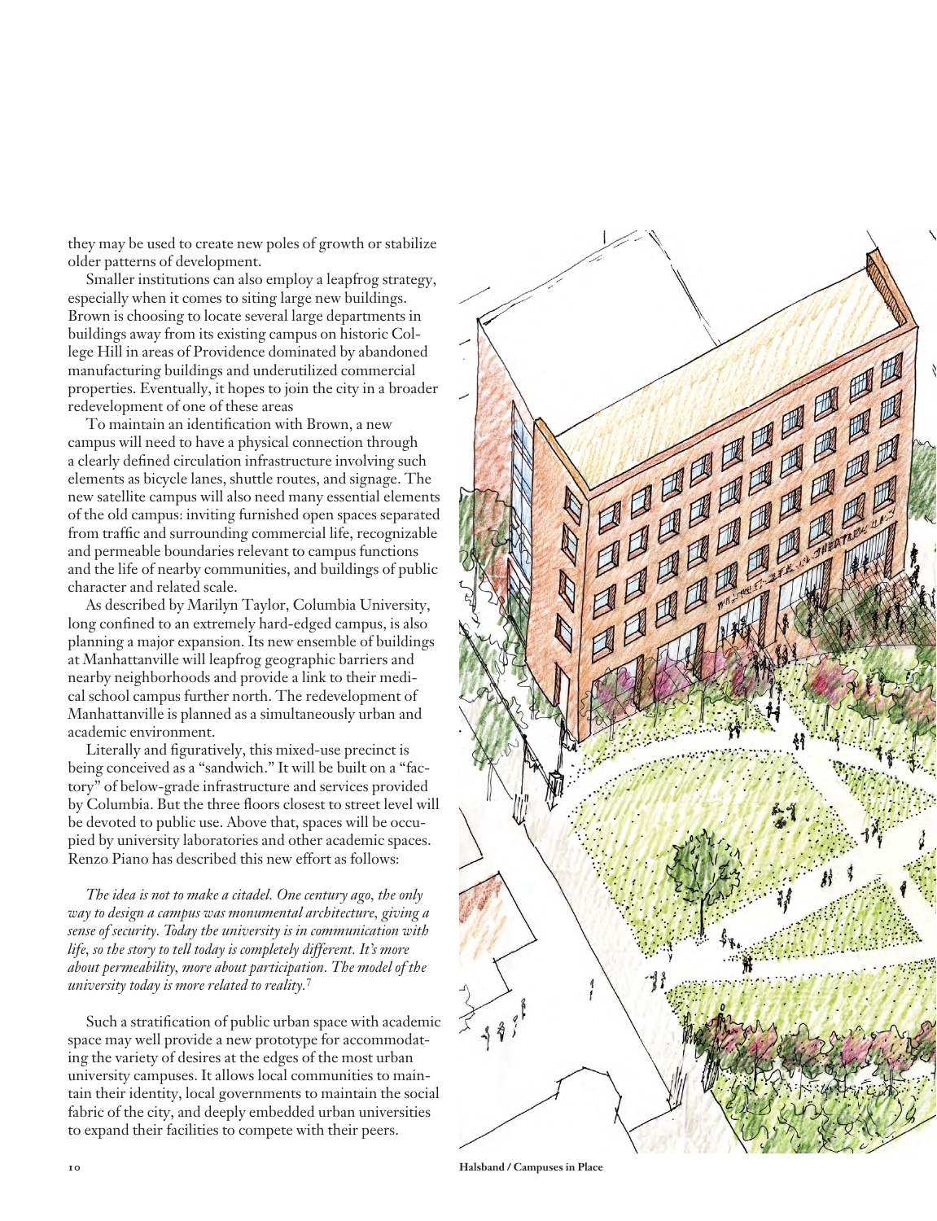they may be used to create new poles of growth or stabilize older patterns of development.

Smaller institutions can also employ a leapfrog strategy, especially when it comes to siting large new buildings. Brown is choosing to locate several large departments in buildings away from its existing campus on historic College Hill in areas of Providence dominated by abandoned manufacturing buildings and underutilized commercial properties. Eventually, it hopes to join the city in a broader redevelopment of one of these areas

To maintain an identification with Brown, a new campus will need to have a physical connection through a clearly defined circulation infrastructure involving such elements as bicycle lanes, shuttle routes, and signage. The new satellite campus will also need many essential elements of the old campus: inviting furnished open spaces separated from traffic and surrounding commercial life, recognizable and permeable boundaries relevant to campus functions and the life of nearby communities, and buildings of public character and related scale.

As described by Marilyn Taylor, Columbia University, long confined to an extremely hard-edged campus, is also planning a major expansion. Its new ensemble of buildings at Manhattanville will leapfrog geographic barriers and nearby neighborhoods and provide a link to their medical school campus further north. The redevelopment of Manhattanville is planned as a simultaneously urban and academic environment.

Literally and figuratively, this mixed-use precinct is being conceived as a "sandwich." It will be built on a "factory" of below-grade infrastructure and services provided by Columbia. But the three floors closest to street level will be devoted to public use. Above that, spaces will be occupied by university laboratories and other academic spaces. Renzo Piano has described this new effort as follows:

> *The idea is not to make a citadel. One century ago, the only way to design a campus was monumental architecture, giving a sense of security. Today the university is in communication with life, so the story to tell today is completely different. It's more about permeability, more about participation. The model of the university today is more related to reality.*[7]

Such a stratification of public urban space with academic space may well provide a new prototype for accommodating the variety of desires at the edges of the most urban university campuses. It allows local communities to maintain their identity, local governments to maintain the social fabric of the city, and deeply embedded urban universities to expand their facilities to compete with their peers.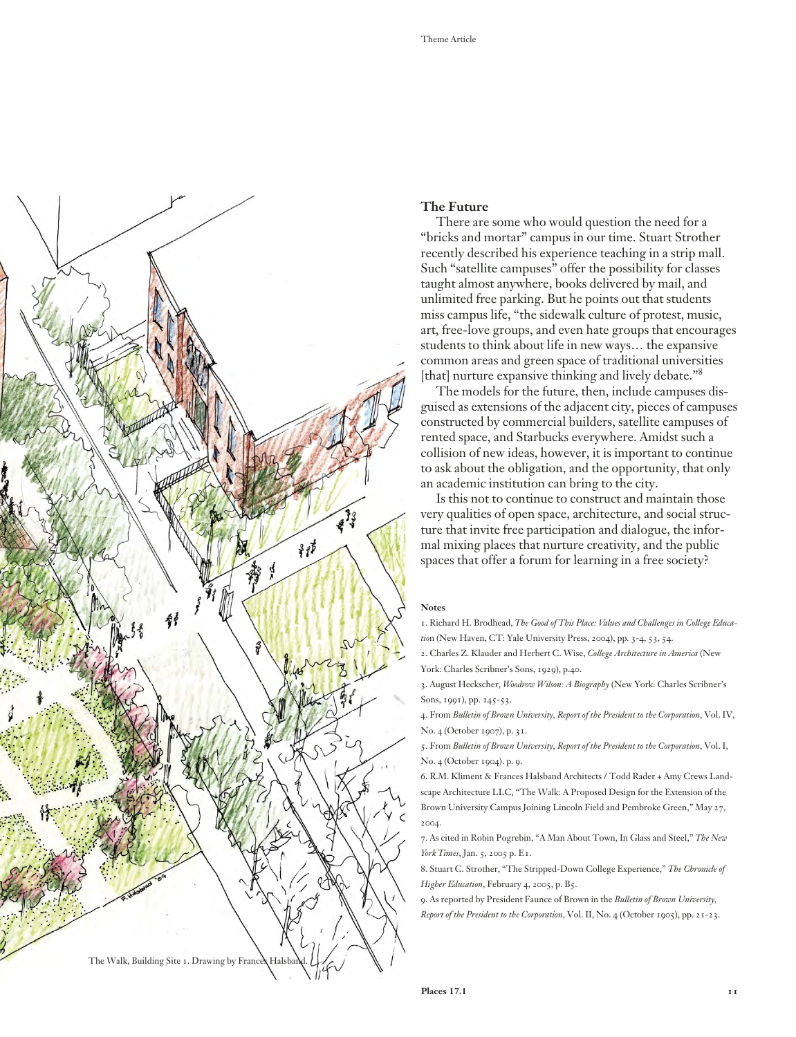## The Future

There are some who would question the need for a "bricks and mortar" campus in our time. Stuart Strother recently described his experience teaching in a strip mall. Such "satellite campuses" offer the possibility for classes taught almost anywhere, books delivered by mail, and unlimited free parking. But he points out that students miss campus life, "the sidewalk culture of protest, music, art, free-love groups, and even hate groups that encourages students to think about life in new ways… the expansive common areas and green space of traditional universities [that] nurture expansive thinking and lively debate."[8]

The models for the future, then, include campuses disguised as extensions of the adjacent city, pieces of campuses constructed by commercial builders, satellite campuses of rented space, and Starbucks everywhere. Amidst such a collision of new ideas, however, it is important to continue to ask about the obligation, and the opportunity, that only an academic institution can bring to the city.

Is this not to continue to construct and maintain those very qualities of open space, architecture, and social structure that invite free participation and dialogue, the informal mixing places that nurture creativity, and the public spaces that offer a forum for learning in a free society?

The Walk, Building Site 1. Drawing by Frances Halsband.

### Notes

1. Richard H. Brodhead, *The Good of This Place: Values and Challenges in College Education* (New Haven, CT: Yale University Press, 2004), pp. 3-4, 53, 54.
2. Charles Z. Klauder and Herbert C. Wise, *College Architecture in America* (New York: Charles Scribner's Sons, 1929), p.40.
3. August Heckscher, *Woodrow Wilson: A Biography* (New York: Charles Scribner's Sons, 1991), pp. 145-53.
4. From *Bulletin of Brown University, Report of the President to the Corporation*, Vol. IV, No. 4 (October 1907), p. 31.
5. From *Bulletin of Brown University, Report of the President to the Corporation*, Vol. I, No. 4 (October 1904). p. 9.
6. R.M. Kliment & Frances Halsband Architects / Todd Rader + Amy Crews Landscape Architecture LLC, "The Walk: A Proposed Design for the Extension of the Brown University Campus Joining Lincoln Field and Pembroke Green," May 27, 2004.
7. As cited in Robin Pogrebin, "A Man About Town, In Glass and Steel," *The New York Times*, Jan. 5, 2005 p. E1.
8. Stuart C. Strother, "The Stripped-Down College Experience," *The Chronicle of Higher Education*, February 4, 2005, p. B5.
9. As reported by President Faunce of Brown in the *Bulletin of Brown University, Report of the President to the Corporation*, Vol. II, No. 4 (October 1905), pp. 21-23.